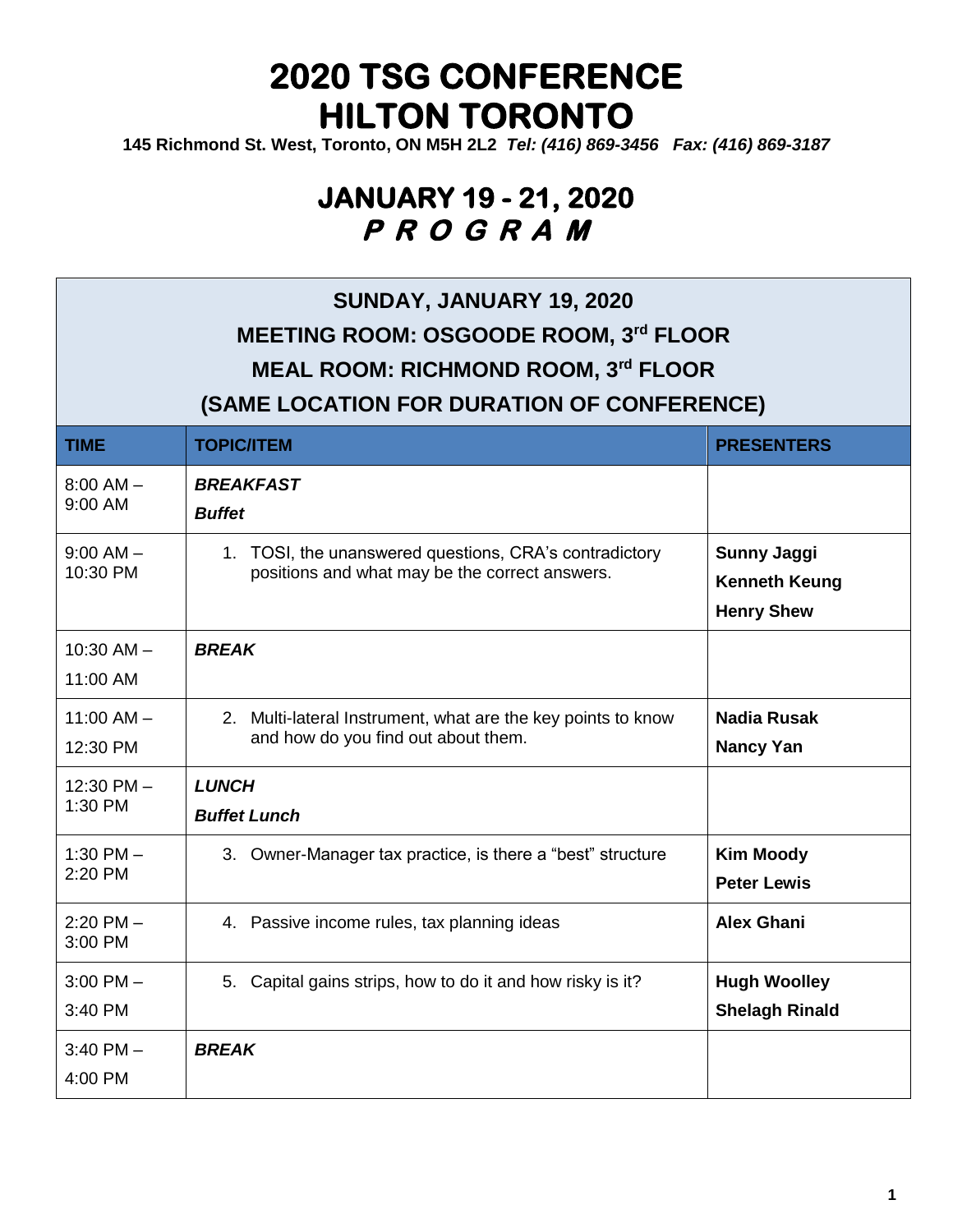# 2020 TSG CONFERENCE
# HILTON TORONTO

**145 Richmond St. West, Toronto, ON M5H 2L2** ***Tel: (416) 869-3456 Fax: (416) 869-3187***

## JANUARY 19 - 21, 2020
## *P R O G R A M*

**SUNDAY, JANUARY 19, 2020**
**MEETING ROOM: OSGOODE ROOM, 3rd FLOOR**
**MEAL ROOM: RICHMOND ROOM, 3rd FLOOR**
**(SAME LOCATION FOR DURATION OF CONFERENCE)**

| TIME | TOPIC/ITEM | PRESENTERS |
|---|---|---|
| 8:00 AM – 9:00 AM | ***BREAKFAST*** ***Buffet*** | |
| 9:00 AM – 10:30 PM | 1. TOSI, the unanswered questions, CRA's contradictory positions and what may be the correct answers. | **Sunny Jaggi** **Kenneth Keung** **Henry Shew** |
| 10:30 AM – 11:00 AM | ***BREAK*** | |
| 11:00 AM – 12:30 PM | 2. Multi-lateral Instrument, what are the key points to know and how do you find out about them. | **Nadia Rusak** **Nancy Yan** |
| 12:30 PM – 1:30 PM | ***LUNCH*** ***Buffet Lunch*** | |
| 1:30 PM – 2:20 PM | 3. Owner-Manager tax practice, is there a "best" structure | **Kim Moody** **Peter Lewis** |
| 2:20 PM – 3:00 PM | 4. Passive income rules, tax planning ideas | **Alex Ghani** |
| 3:00 PM – 3:40 PM | 5. Capital gains strips, how to do it and how risky is it? | **Hugh Woolley** **Shelagh Rinald** |
| 3:40 PM – 4:00 PM | ***BREAK*** | |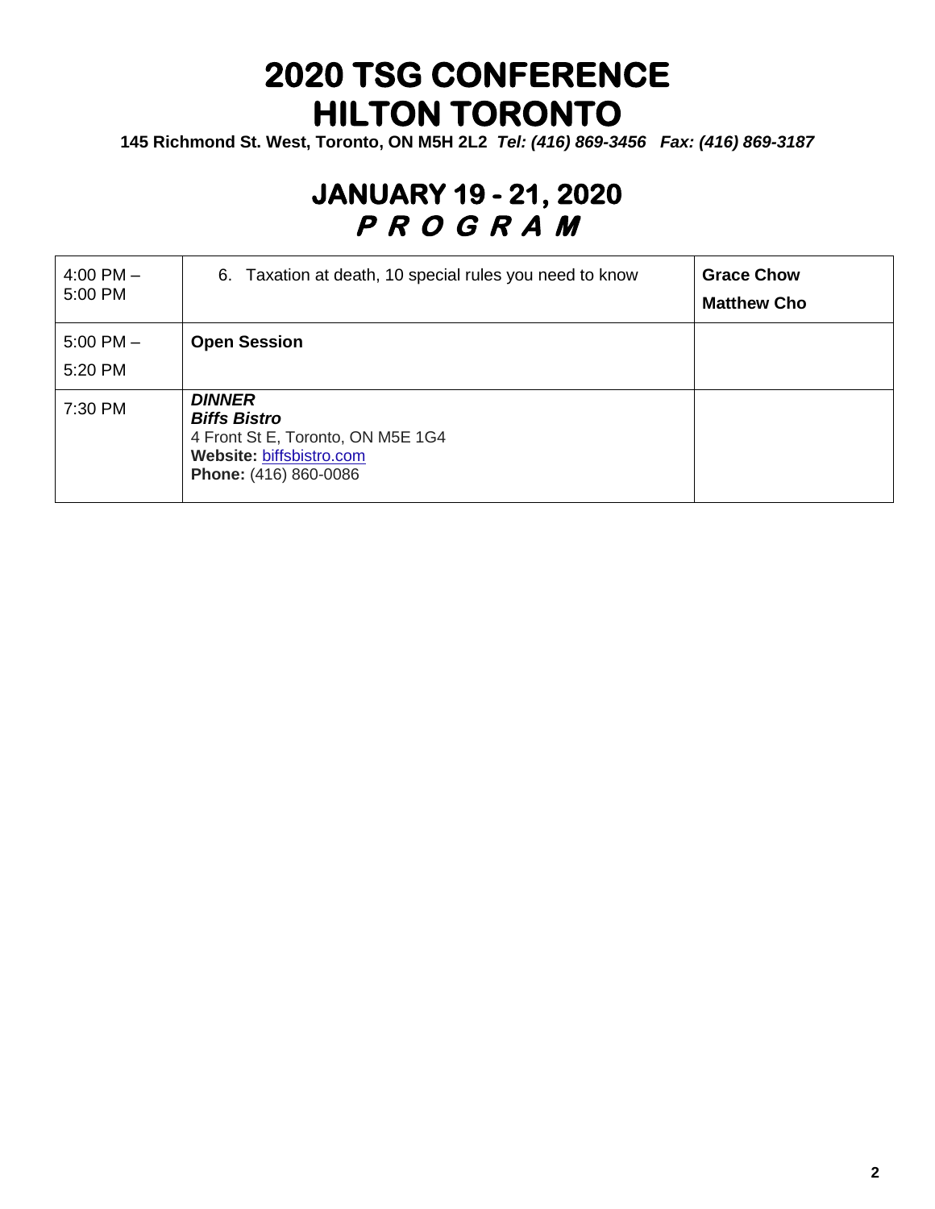# 2020 TSG CONFERENCE
# HILTON TORONTO

**145 Richmond St. West, Toronto, ON M5H 2L2** ***Tel: (416) 869-3456 Fax: (416) 869-3187***

## JANUARY 19 - 21, 2020
## *P R O G R A M*

| | | |
|---|---|---|
| 4:00 PM – 5:00 PM | 6. Taxation at death, 10 special rules you need to know | **Grace Chow**<br>**Matthew Cho** |
| 5:00 PM – 5:20 PM | **Open Session** | |
| 7:30 PM | ***DINNER***<br>***Biffs Bistro***<br>4 Front St E, Toronto, ON M5E 1G4<br>**Website:** biffsbistro.com<br>**Phone:** (416) 860-0086 | |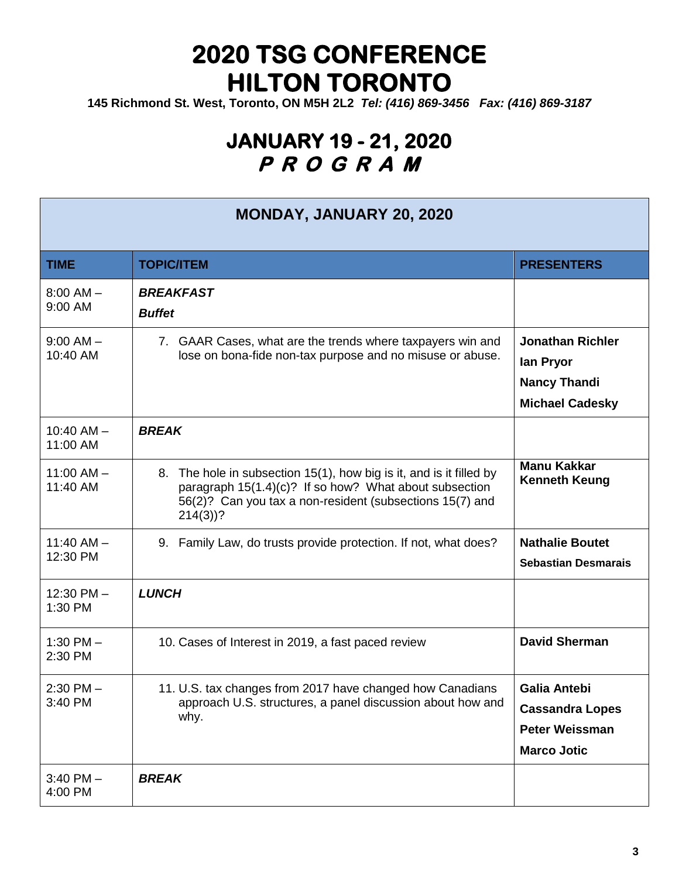# 2020 TSG CONFERENCE
# HILTON TORONTO

**145 Richmond St. West, Toronto, ON M5H 2L2** ***Tel: (416) 869-3456 Fax: (416) 869-3187***

## JANUARY 19 - 21, 2020
## *P R O G R A M*

| MONDAY, JANUARY 20, 2020 | | |
|---|---|---|
| **TIME** | **TOPIC/ITEM** | **PRESENTERS** |
| 8:00 AM – 9:00 AM | ***BREAKFAST*** ***Buffet*** | |
| 9:00 AM – 10:40 AM | 7. GAAR Cases, what are the trends where taxpayers win and lose on bona-fide non-tax purpose and no misuse or abuse. | **Jonathan Richler** **Ian Pryor** **Nancy Thandi** **Michael Cadesky** |
| 10:40 AM – 11:00 AM | ***BREAK*** | |
| 11:00 AM – 11:40 AM | 8. The hole in subsection 15(1), how big is it, and is it filled by paragraph 15(1.4)(c)? If so how? What about subsection 56(2)? Can you tax a non-resident (subsections 15(7) and 214(3))? | **Manu Kakkar** **Kenneth Keung** |
| 11:40 AM – 12:30 PM | 9. Family Law, do trusts provide protection. If not, what does? | **Nathalie Boutet** **Sebastian Desmarais** |
| 12:30 PM – 1:30 PM | ***LUNCH*** | |
| 1:30 PM – 2:30 PM | 10. Cases of Interest in 2019, a fast paced review | **David Sherman** |
| 2:30 PM – 3:40 PM | 11. U.S. tax changes from 2017 have changed how Canadians approach U.S. structures, a panel discussion about how and why. | **Galia Antebi** **Cassandra Lopes** **Peter Weissman** **Marco Jotic** |
| 3:40 PM – 4:00 PM | ***BREAK*** | |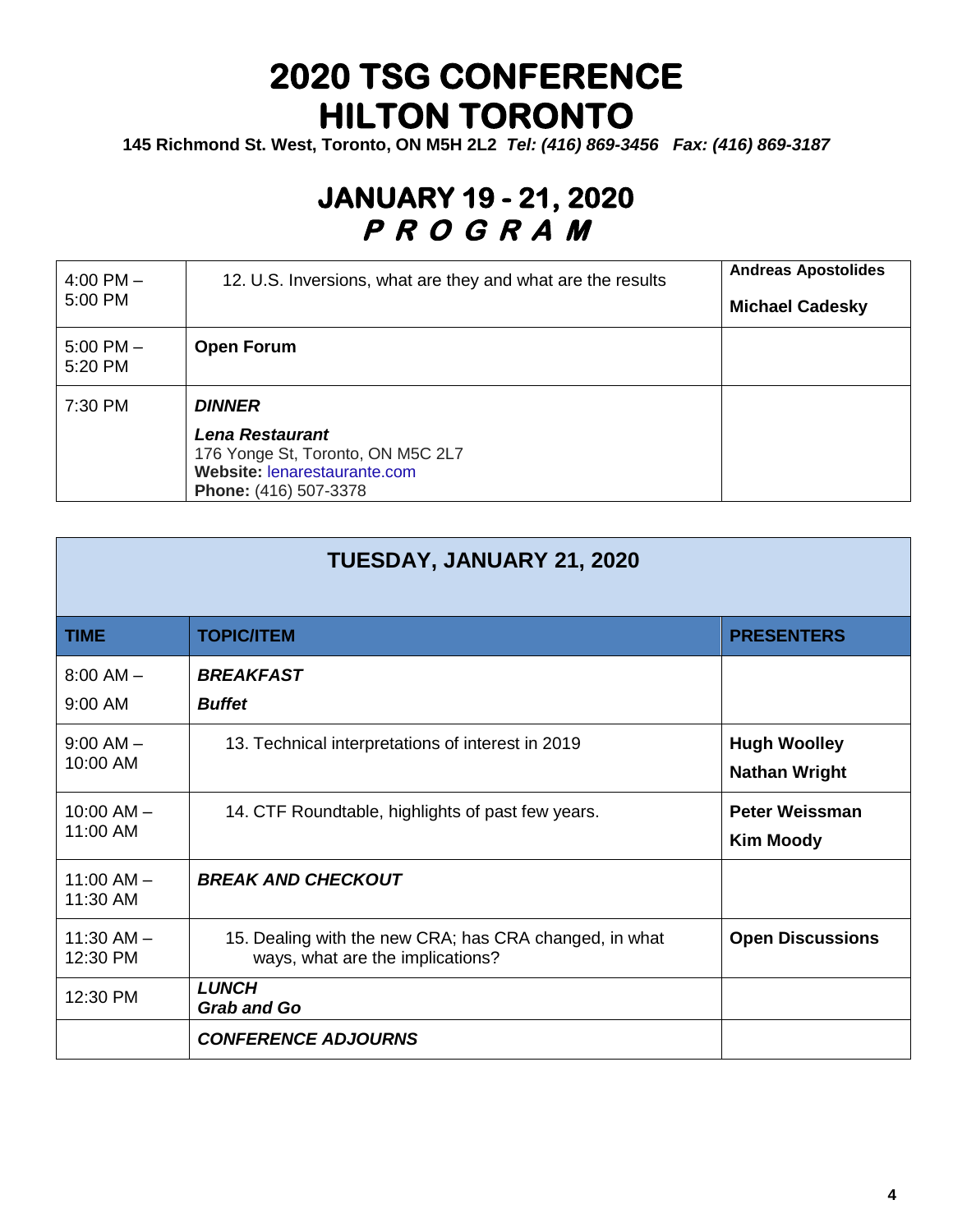# 2020 TSG CONFERENCE
# HILTON TORONTO

**145 Richmond St. West, Toronto, ON M5H 2L2** ***Tel: (416) 869-3456 Fax: (416) 869-3187***

## JANUARY 19 - 21, 2020
## *P R O G R A M*

| | | |
|---|---|---|
| 4:00 PM – 5:00 PM | 12. U.S. Inversions, what are they and what are the results | **Andreas Apostolides**<br><br>**Michael Cadesky** |
| 5:00 PM – 5:20 PM | **Open Forum** | |
| 7:30 PM | ***DINNER***<br><br>***Lena Restaurant***<br>176 Yonge St, Toronto, ON M5C 2L7<br>**Website:** lenarestaurante.com<br>**Phone:** (416) 507-3378 | |

| TUESDAY, JANUARY 21, 2020 | | |
|---|---|---|
| **TIME** | **TOPIC/ITEM** | **PRESENTERS** |
| 8:00 AM – 9:00 AM | ***BREAKFAST***<br>***Buffet*** | |
| 9:00 AM – 10:00 AM | 13. Technical interpretations of interest in 2019 | **Hugh Woolley**<br>**Nathan Wright** |
| 10:00 AM – 11:00 AM | 14. CTF Roundtable, highlights of past few years. | **Peter Weissman**<br>**Kim Moody** |
| 11:00 AM – 11:30 AM | ***BREAK AND CHECKOUT*** | |
| 11:30 AM – 12:30 PM | 15. Dealing with the new CRA; has CRA changed, in what ways, what are the implications? | **Open Discussions** |
| 12:30 PM | ***LUNCH***<br>***Grab and Go*** | |
| | ***CONFERENCE ADJOURNS*** | |